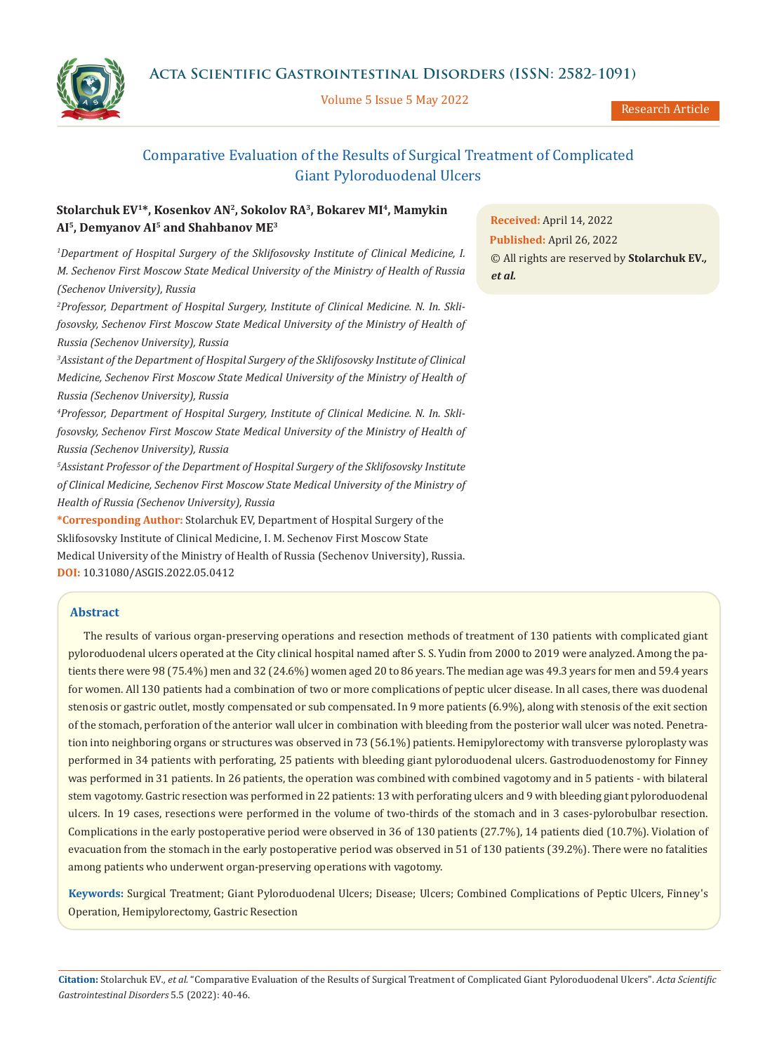# Comparative Evaluation of the Results of Surgical Treatment of Complicated Giant Pyloroduodenal Ulcers

**Stolarchuk EV[1]\*, Kosenkov AN[2], Sokolov RA[3], Bokarev MI[4], Mamykin AI[5], Demyanov AI[5] and Shahbanov ME[3]**

*[1]Department of Hospital Surgery of the Sklifosovsky Institute of Clinical Medicine, I. M. Sechenov First Moscow State Medical University of the Ministry of Health of Russia (Sechenov University), Russia*

*[2]Professor, Department of Hospital Surgery, Institute of Clinical Medicine. N. In. Sklifosovsky, Sechenov First Moscow State Medical University of the Ministry of Health of Russia (Sechenov University), Russia*

*[3]Assistant of the Department of Hospital Surgery of the Sklifosovsky Institute of Clinical Medicine, Sechenov First Moscow State Medical University of the Ministry of Health of Russia (Sechenov University), Russia*

*[4]Professor, Department of Hospital Surgery, Institute of Clinical Medicine. N. In. Sklifosovsky, Sechenov First Moscow State Medical University of the Ministry of Health of Russia (Sechenov University), Russia*

*[5]Assistant Professor of the Department of Hospital Surgery of the Sklifosovsky Institute of Clinical Medicine, Sechenov First Moscow State Medical University of the Ministry of Health of Russia (Sechenov University), Russia*

**\*Corresponding Author:** Stolarchuk EV, Department of Hospital Surgery of the Sklifosovsky Institute of Clinical Medicine, I. M. Sechenov First Moscow State Medical University of the Ministry of Health of Russia (Sechenov University), Russia.

**DOI:** 10.31080/ASGIS.2022.05.0412

**Received:** April 14, 2022
**Published:** April 26, 2022
© All rights are reserved by **Stolarchuk EV., *et al.***

## Abstract

The results of various organ-preserving operations and resection methods of treatment of 130 patients with complicated giant pyloroduodenal ulcers operated at the City clinical hospital named after S. S. Yudin from 2000 to 2019 were analyzed. Among the patients there were 98 (75.4%) men and 32 (24.6%) women aged 20 to 86 years. The median age was 49.3 years for men and 59.4 years for women. All 130 patients had a combination of two or more complications of peptic ulcer disease. In all cases, there was duodenal stenosis or gastric outlet, mostly compensated or sub compensated. In 9 more patients (6.9%), along with stenosis of the exit section of the stomach, perforation of the anterior wall ulcer in combination with bleeding from the posterior wall ulcer was noted. Penetration into neighboring organs or structures was observed in 73 (56.1%) patients. Hemipylorectomy with transverse pyloroplasty was performed in 34 patients with perforating, 25 patients with bleeding giant pyloroduodenal ulcers. Gastroduodenostomy for Finney was performed in 31 patients. In 26 patients, the operation was combined with combined vagotomy and in 5 patients - with bilateral stem vagotomy. Gastric resection was performed in 22 patients: 13 with perforating ulcers and 9 with bleeding giant pyloroduodenal ulcers. In 19 cases, resections were performed in the volume of two-thirds of the stomach and in 3 cases-pylorobulbar resection. Complications in the early postoperative period were observed in 36 of 130 patients (27.7%), 14 patients died (10.7%). Violation of evacuation from the stomach in the early postoperative period was observed in 51 of 130 patients (39.2%). There were no fatalities among patients who underwent organ-preserving operations with vagotomy.

**Keywords:** Surgical Treatment; Giant Pyloroduodenal Ulcers; Disease; Ulcers; Combined Complications of Peptic Ulcers, Finney's Operation, Hemipylorectomy, Gastric Resection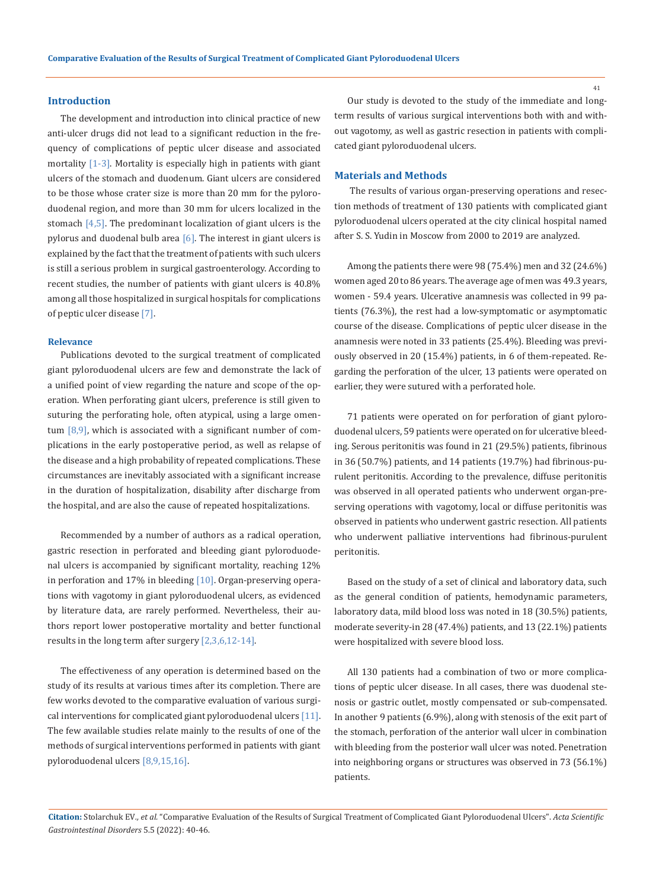## Introduction

The development and introduction into clinical practice of new anti-ulcer drugs did not lead to a significant reduction in the frequency of complications of peptic ulcer disease and associated mortality [1-3]. Mortality is especially high in patients with giant ulcers of the stomach and duodenum. Giant ulcers are considered to be those whose crater size is more than 20 mm for the pyloroduodenal region, and more than 30 mm for ulcers localized in the stomach [4,5]. The predominant localization of giant ulcers is the pylorus and duodenal bulb area [6]. The interest in giant ulcers is explained by the fact that the treatment of patients with such ulcers is still a serious problem in surgical gastroenterology. According to recent studies, the number of patients with giant ulcers is 40.8% among all those hospitalized in surgical hospitals for complications of peptic ulcer disease [7].

### Relevance

Publications devoted to the surgical treatment of complicated giant pyloroduodenal ulcers are few and demonstrate the lack of a unified point of view regarding the nature and scope of the operation. When perforating giant ulcers, preference is still given to suturing the perforating hole, often atypical, using a large omentum [8,9], which is associated with a significant number of complications in the early postoperative period, as well as relapse of the disease and a high probability of repeated complications. These circumstances are inevitably associated with a significant increase in the duration of hospitalization, disability after discharge from the hospital, and are also the cause of repeated hospitalizations.

Recommended by a number of authors as a radical operation, gastric resection in perforated and bleeding giant pyloroduodenal ulcers is accompanied by significant mortality, reaching 12% in perforation and 17% in bleeding [10]. Organ-preserving operations with vagotomy in giant pyloroduodenal ulcers, as evidenced by literature data, are rarely performed. Nevertheless, their authors report lower postoperative mortality and better functional results in the long term after surgery [2,3,6,12-14].

The effectiveness of any operation is determined based on the study of its results at various times after its completion. There are few works devoted to the comparative evaluation of various surgical interventions for complicated giant pyloroduodenal ulcers [11]. The few available studies relate mainly to the results of one of the methods of surgical interventions performed in patients with giant pyloroduodenal ulcers [8,9,15,16].

Our study is devoted to the study of the immediate and long-term results of various surgical interventions both with and without vagotomy, as well as gastric resection in patients with complicated giant pyloroduodenal ulcers.

## Materials and Methods

The results of various organ-preserving operations and resection methods of treatment of 130 patients with complicated giant pyloroduodenal ulcers operated at the city clinical hospital named after S. S. Yudin in Moscow from 2000 to 2019 are analyzed.

Among the patients there were 98 (75.4%) men and 32 (24.6%) women aged 20 to 86 years. The average age of men was 49.3 years, women - 59.4 years. Ulcerative anamnesis was collected in 99 patients (76.3%), the rest had a low-symptomatic or asymptomatic course of the disease. Complications of peptic ulcer disease in the anamnesis were noted in 33 patients (25.4%). Bleeding was previously observed in 20 (15.4%) patients, in 6 of them-repeated. Regarding the perforation of the ulcer, 13 patients were operated on earlier, they were sutured with a perforated hole.

71 patients were operated on for perforation of giant pyloroduodenal ulcers, 59 patients were operated on for ulcerative bleeding. Serous peritonitis was found in 21 (29.5%) patients, fibrinous in 36 (50.7%) patients, and 14 patients (19.7%) had fibrinous-purulent peritonitis. According to the prevalence, diffuse peritonitis was observed in all operated patients who underwent organ-preserving operations with vagotomy, local or diffuse peritonitis was observed in patients who underwent gastric resection. All patients who underwent palliative interventions had fibrinous-purulent peritonitis.

Based on the study of a set of clinical and laboratory data, such as the general condition of patients, hemodynamic parameters, laboratory data, mild blood loss was noted in 18 (30.5%) patients, moderate severity-in 28 (47.4%) patients, and 13 (22.1%) patients were hospitalized with severe blood loss.

All 130 patients had a combination of two or more complications of peptic ulcer disease. In all cases, there was duodenal stenosis or gastric outlet, mostly compensated or sub-compensated. In another 9 patients (6.9%), along with stenosis of the exit part of the stomach, perforation of the anterior wall ulcer in combination with bleeding from the posterior wall ulcer was noted. Penetration into neighboring organs or structures was observed in 73 (56.1%) patients.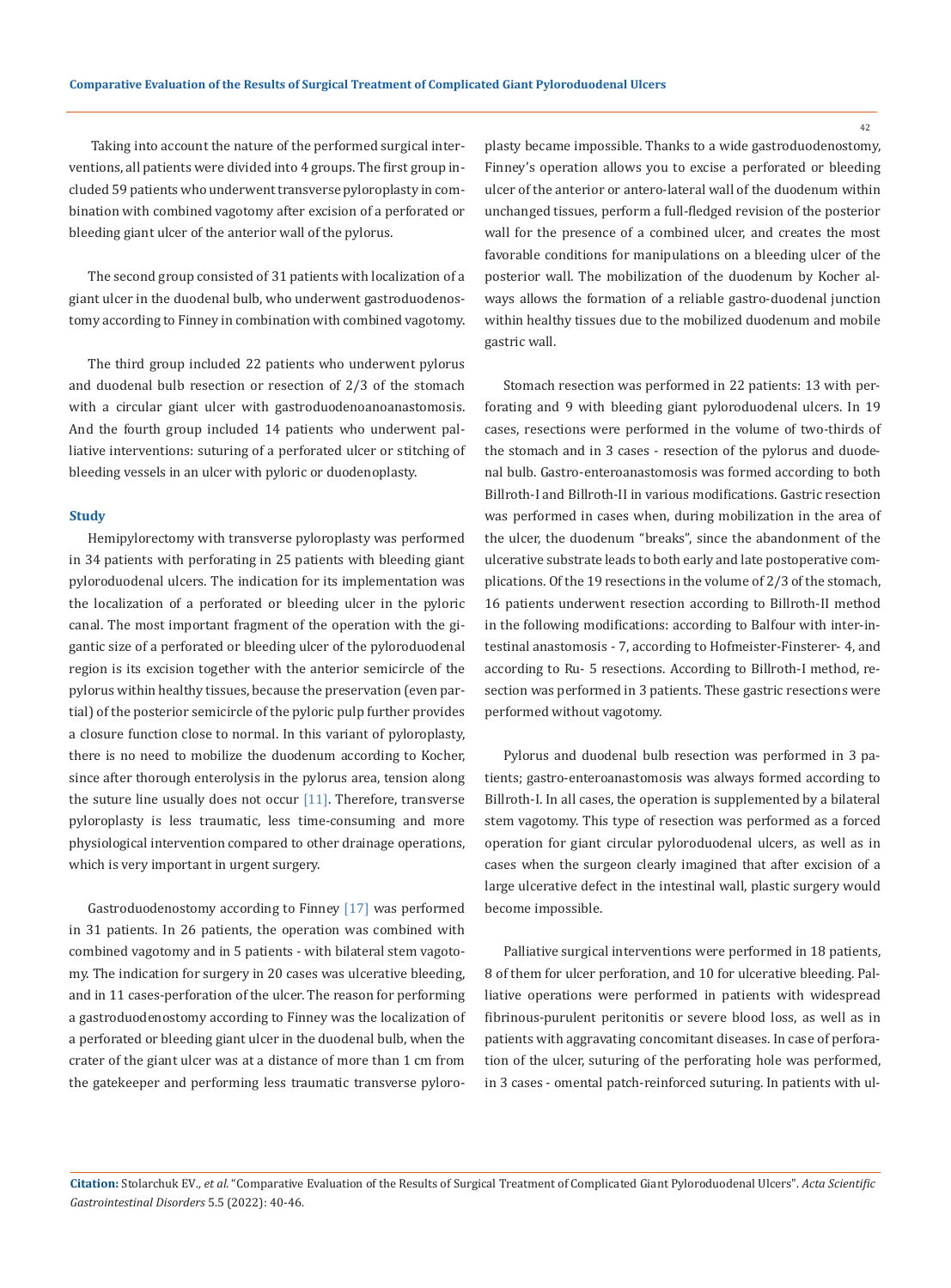Taking into account the nature of the performed surgical interventions, all patients were divided into 4 groups. The first group included 59 patients who underwent transverse pyloroplasty in combination with combined vagotomy after excision of a perforated or bleeding giant ulcer of the anterior wall of the pylorus.

The second group consisted of 31 patients with localization of a giant ulcer in the duodenal bulb, who underwent gastroduodenostomy according to Finney in combination with combined vagotomy.

The third group included 22 patients who underwent pylorus and duodenal bulb resection or resection of 2/3 of the stomach with a circular giant ulcer with gastroduodenoanoanastomosis. And the fourth group included 14 patients who underwent palliative interventions: suturing of a perforated ulcer or stitching of bleeding vessels in an ulcer with pyloric or duodenoplasty.

### Study

Hemipylorectomy with transverse pyloroplasty was performed in 34 patients with perforating in 25 patients with bleeding giant pyloroduodenal ulcers. The indication for its implementation was the localization of a perforated or bleeding ulcer in the pyloric canal. The most important fragment of the operation with the gigantic size of a perforated or bleeding ulcer of the pyloroduodenal region is its excision together with the anterior semicircle of the pylorus within healthy tissues, because the preservation (even partial) of the posterior semicircle of the pyloric pulp further provides a closure function close to normal. In this variant of pyloroplasty, there is no need to mobilize the duodenum according to Kocher, since after thorough enterolysis in the pylorus area, tension along the suture line usually does not occur [11]. Therefore, transverse pyloroplasty is less traumatic, less time-consuming and more physiological intervention compared to other drainage operations, which is very important in urgent surgery.

Gastroduodenostomy according to Finney [17] was performed in 31 patients. In 26 patients, the operation was combined with combined vagotomy and in 5 patients - with bilateral stem vagotomy. The indication for surgery in 20 cases was ulcerative bleeding, and in 11 cases-perforation of the ulcer. The reason for performing a gastroduodenostomy according to Finney was the localization of a perforated or bleeding giant ulcer in the duodenal bulb, when the crater of the giant ulcer was at a distance of more than 1 cm from the gatekeeper and performing less traumatic transverse pyloroplasty became impossible. Thanks to a wide gastroduodenostomy, Finney's operation allows you to excise a perforated or bleeding ulcer of the anterior or antero-lateral wall of the duodenum within unchanged tissues, perform a full-fledged revision of the posterior wall for the presence of a combined ulcer, and creates the most favorable conditions for manipulations on a bleeding ulcer of the posterior wall. The mobilization of the duodenum by Kocher always allows the formation of a reliable gastro-duodenal junction within healthy tissues due to the mobilized duodenum and mobile gastric wall.

Stomach resection was performed in 22 patients: 13 with perforating and 9 with bleeding giant pyloroduodenal ulcers. In 19 cases, resections were performed in the volume of two-thirds of the stomach and in 3 cases - resection of the pylorus and duodenal bulb. Gastro-enteroanastomosis was formed according to both Billroth-I and Billroth-II in various modifications. Gastric resection was performed in cases when, during mobilization in the area of the ulcer, the duodenum "breaks", since the abandonment of the ulcerative substrate leads to both early and late postoperative complications. Of the 19 resections in the volume of 2/3 of the stomach, 16 patients underwent resection according to Billroth-II method in the following modifications: according to Balfour with inter-intestinal anastomosis - 7, according to Hofmeister-Finsterer- 4, and according to Ru- 5 resections. According to Billroth-I method, resection was performed in 3 patients. These gastric resections were performed without vagotomy.

Pylorus and duodenal bulb resection was performed in 3 patients; gastro-enteroanastomosis was always formed according to Billroth-I. In all cases, the operation is supplemented by a bilateral stem vagotomy. This type of resection was performed as a forced operation for giant circular pyloroduodenal ulcers, as well as in cases when the surgeon clearly imagined that after excision of a large ulcerative defect in the intestinal wall, plastic surgery would become impossible.

Palliative surgical interventions were performed in 18 patients, 8 of them for ulcer perforation, and 10 for ulcerative bleeding. Palliative operations were performed in patients with widespread fibrinous-purulent peritonitis or severe blood loss, as well as in patients with aggravating concomitant diseases. In case of perforation of the ulcer, suturing of the perforating hole was performed, in 3 cases - omental patch-reinforced suturing. In patients with ul-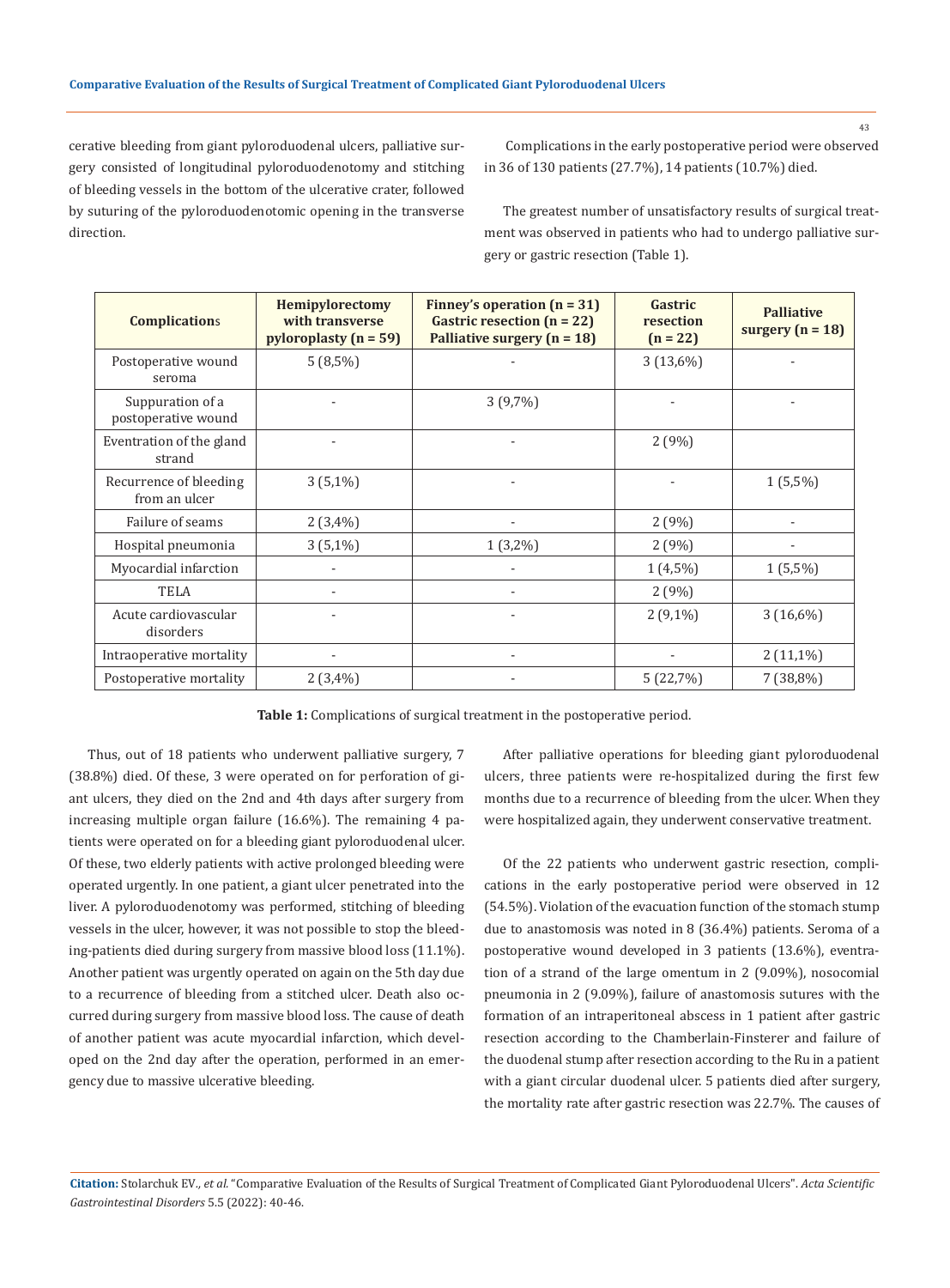cerative bleeding from giant pyloroduodenal ulcers, palliative surgery consisted of longitudinal pyloroduodenotomy and stitching of bleeding vessels in the bottom of the ulcerative crater, followed by suturing of the pyloroduodenotomic opening in the transverse direction.

Complications in the early postoperative period were observed in 36 of 130 patients (27.7%), 14 patients (10.7%) died.

The greatest number of unsatisfactory results of surgical treatment was observed in patients who had to undergo palliative surgery or gastric resection (Table 1).

| Complications | Hemipylorectomy with transverse pyloroplasty (n = 59) | Finney's operation (n = 31) Gastric resection (n = 22) Palliative surgery (n = 18) | Gastric resection (n = 22) | Palliative surgery (n = 18) |
|---|---|---|---|---|
| Postoperative wound seroma | 5 (8,5%) | - | 3 (13,6%) | - |
| Suppuration of a postoperative wound | - | 3 (9,7%) | - | - |
| Eventration of the gland strand | - | - | 2 (9%) | |
| Recurrence of bleeding from an ulcer | 3 (5,1%) | - | - | 1 (5,5%) |
| Failure of seams | 2 (3,4%) | - | 2 (9%) | - |
| Hospital pneumonia | 3 (5,1%) | 1 (3,2%) | 2 (9%) | - |
| Myocardial infarction | - | - | 1 (4,5%) | 1 (5,5%) |
| TELA | - | - | 2 (9%) | |
| Acute cardiovascular disorders | - | - | 2 (9,1%) | 3 (16,6%) |
| Intraoperative mortality | - | - | - | 2 (11,1%) |
| Postoperative mortality | 2 (3,4%) | - | 5 (22,7%) | 7 (38,8%) |

**Table 1:** Complications of surgical treatment in the postoperative period.

Thus, out of 18 patients who underwent palliative surgery, 7 (38.8%) died. Of these, 3 were operated on for perforation of giant ulcers, they died on the 2nd and 4th days after surgery from increasing multiple organ failure (16.6%). The remaining 4 patients were operated on for a bleeding giant pyloroduodenal ulcer. Of these, two elderly patients with active prolonged bleeding were operated urgently. In one patient, a giant ulcer penetrated into the liver. A pyloroduodenotomy was performed, stitching of bleeding vessels in the ulcer, however, it was not possible to stop the bleeding-patients died during surgery from massive blood loss (11.1%). Another patient was urgently operated on again on the 5th day due to a recurrence of bleeding from a stitched ulcer. Death also occurred during surgery from massive blood loss. The cause of death of another patient was acute myocardial infarction, which developed on the 2nd day after the operation, performed in an emergency due to massive ulcerative bleeding.

After palliative operations for bleeding giant pyloroduodenal ulcers, three patients were re-hospitalized during the first few months due to a recurrence of bleeding from the ulcer. When they were hospitalized again, they underwent conservative treatment.

Of the 22 patients who underwent gastric resection, complications in the early postoperative period were observed in 12 (54.5%). Violation of the evacuation function of the stomach stump due to anastomosis was noted in 8 (36.4%) patients. Seroma of a postoperative wound developed in 3 patients (13.6%), eventration of a strand of the large omentum in 2 (9.09%), nosocomial pneumonia in 2 (9.09%), failure of anastomosis sutures with the formation of an intraperitoneal abscess in 1 patient after gastric resection according to the Chamberlain-Finsterer and failure of the duodenal stump after resection according to the Ru in a patient with a giant circular duodenal ulcer. 5 patients died after surgery, the mortality rate after gastric resection was 22.7%. The causes of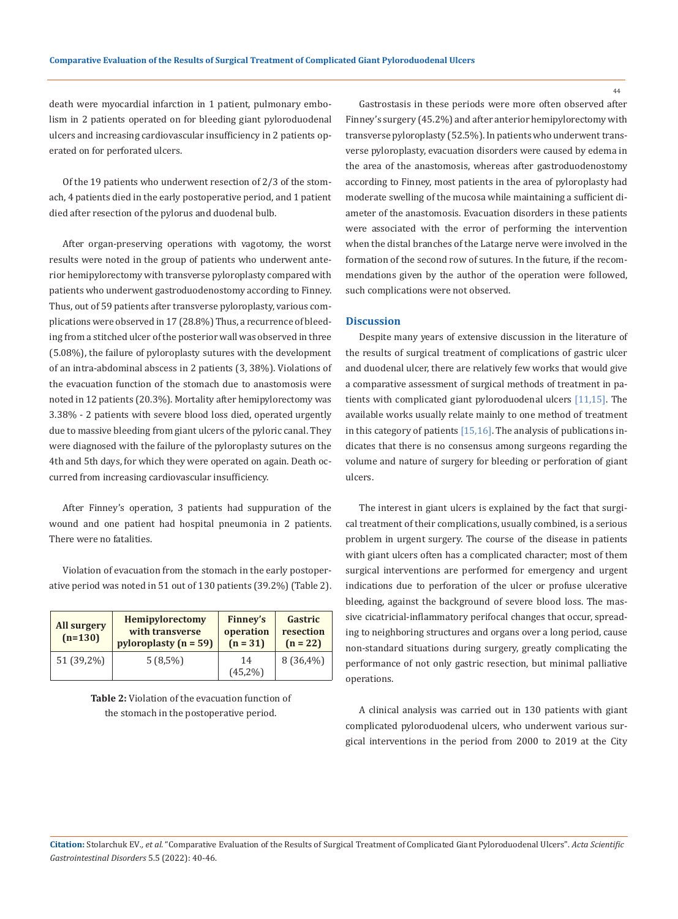death were myocardial infarction in 1 patient, pulmonary embolism in 2 patients operated on for bleeding giant pyloroduodenal ulcers and increasing cardiovascular insufficiency in 2 patients operated on for perforated ulcers.

Of the 19 patients who underwent resection of 2/3 of the stomach, 4 patients died in the early postoperative period, and 1 patient died after resection of the pylorus and duodenal bulb.

After organ-preserving operations with vagotomy, the worst results were noted in the group of patients who underwent anterior hemipylorectomy with transverse pyloroplasty compared with patients who underwent gastroduodenostomy according to Finney. Thus, out of 59 patients after transverse pyloroplasty, various complications were observed in 17 (28.8%) Thus, a recurrence of bleeding from a stitched ulcer of the posterior wall was observed in three (5.08%), the failure of pyloroplasty sutures with the development of an intra-abdominal abscess in 2 patients (3, 38%). Violations of the evacuation function of the stomach due to anastomosis were noted in 12 patients (20.3%). Mortality after hemipylorectomy was 3.38% - 2 patients with severe blood loss died, operated urgently due to massive bleeding from giant ulcers of the pyloric canal. They were diagnosed with the failure of the pyloroplasty sutures on the 4th and 5th days, for which they were operated on again. Death occurred from increasing cardiovascular insufficiency.

After Finney's operation, 3 patients had suppuration of the wound and one patient had hospital pneumonia in 2 patients. There were no fatalities.

Violation of evacuation from the stomach in the early postoperative period was noted in 51 out of 130 patients (39.2%) (Table 2).

| All surgery (n=130) | Hemipylorectomy with transverse pyloroplasty (n = 59) | Finney's operation (n = 31) | Gastric resection (n = 22) |
|---|---|---|---|
| 51 (39,2%) | 5 (8,5%) | 14 (45,2%) | 8 (36,4%) |

**Table 2:** Violation of the evacuation function of the stomach in the postoperative period.

Gastrostasis in these periods were more often observed after Finney's surgery (45.2%) and after anterior hemipylorectomy with transverse pyloroplasty (52.5%). In patients who underwent transverse pyloroplasty, evacuation disorders were caused by edema in the area of the anastomosis, whereas after gastroduodenostomy according to Finney, most patients in the area of pyloroplasty had moderate swelling of the mucosa while maintaining a sufficient diameter of the anastomosis. Evacuation disorders in these patients were associated with the error of performing the intervention when the distal branches of the Latarge nerve were involved in the formation of the second row of sutures. In the future, if the recommendations given by the author of the operation were followed, such complications were not observed.

## Discussion

Despite many years of extensive discussion in the literature of the results of surgical treatment of complications of gastric ulcer and duodenal ulcer, there are relatively few works that would give a comparative assessment of surgical methods of treatment in patients with complicated giant pyloroduodenal ulcers [11,15]. The available works usually relate mainly to one method of treatment in this category of patients [15,16]. The analysis of publications indicates that there is no consensus among surgeons regarding the volume and nature of surgery for bleeding or perforation of giant ulcers.

The interest in giant ulcers is explained by the fact that surgical treatment of their complications, usually combined, is a serious problem in urgent surgery. The course of the disease in patients with giant ulcers often has a complicated character; most of them surgical interventions are performed for emergency and urgent indications due to perforation of the ulcer or profuse ulcerative bleeding, against the background of severe blood loss. The massive cicatricial-inflammatory perifocal changes that occur, spreading to neighboring structures and organs over a long period, cause non-standard situations during surgery, greatly complicating the performance of not only gastric resection, but minimal palliative operations.

A clinical analysis was carried out in 130 patients with giant complicated pyloroduodenal ulcers, who underwent various surgical interventions in the period from 2000 to 2019 at the City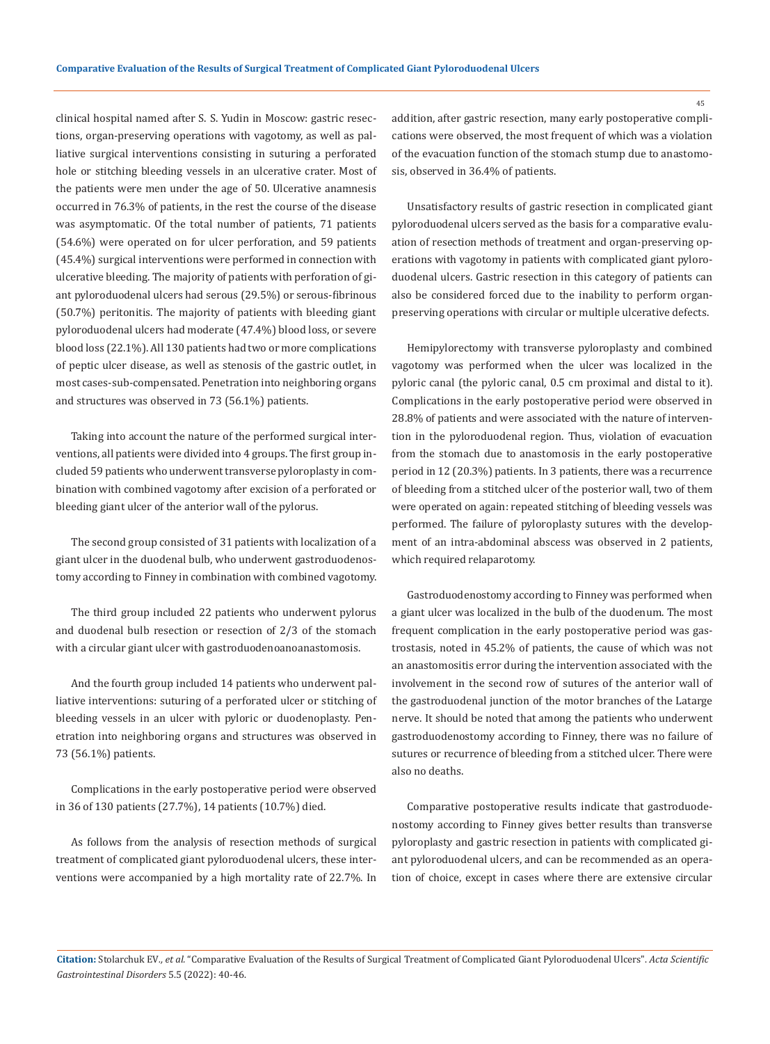clinical hospital named after S. S. Yudin in Moscow: gastric resections, organ-preserving operations with vagotomy, as well as palliative surgical interventions consisting in suturing a perforated hole or stitching bleeding vessels in an ulcerative crater. Most of the patients were men under the age of 50. Ulcerative anamnesis occurred in 76.3% of patients, in the rest the course of the disease was asymptomatic. Of the total number of patients, 71 patients (54.6%) were operated on for ulcer perforation, and 59 patients (45.4%) surgical interventions were performed in connection with ulcerative bleeding. The majority of patients with perforation of giant pyloroduodenal ulcers had serous (29.5%) or serous-fibrinous (50.7%) peritonitis. The majority of patients with bleeding giant pyloroduodenal ulcers had moderate (47.4%) blood loss, or severe blood loss (22.1%). All 130 patients had two or more complications of peptic ulcer disease, as well as stenosis of the gastric outlet, in most cases-sub-compensated. Penetration into neighboring organs and structures was observed in 73 (56.1%) patients.

Taking into account the nature of the performed surgical interventions, all patients were divided into 4 groups. The first group included 59 patients who underwent transverse pyloroplasty in combination with combined vagotomy after excision of a perforated or bleeding giant ulcer of the anterior wall of the pylorus.

The second group consisted of 31 patients with localization of a giant ulcer in the duodenal bulb, who underwent gastroduodenostomy according to Finney in combination with combined vagotomy.

The third group included 22 patients who underwent pylorus and duodenal bulb resection or resection of 2/3 of the stomach with a circular giant ulcer with gastroduodenoanoanastomosis.

And the fourth group included 14 patients who underwent palliative interventions: suturing of a perforated ulcer or stitching of bleeding vessels in an ulcer with pyloric or duodenoplasty. Penetration into neighboring organs and structures was observed in 73 (56.1%) patients.

Complications in the early postoperative period were observed in 36 of 130 patients (27.7%), 14 patients (10.7%) died.

As follows from the analysis of resection methods of surgical treatment of complicated giant pyloroduodenal ulcers, these interventions were accompanied by a high mortality rate of 22.7%. In addition, after gastric resection, many early postoperative complications were observed, the most frequent of which was a violation of the evacuation function of the stomach stump due to anastomosis, observed in 36.4% of patients.

Unsatisfactory results of gastric resection in complicated giant pyloroduodenal ulcers served as the basis for a comparative evaluation of resection methods of treatment and organ-preserving operations with vagotomy in patients with complicated giant pyloroduodenal ulcers. Gastric resection in this category of patients can also be considered forced due to the inability to perform organ-preserving operations with circular or multiple ulcerative defects.

Hemipylorectomy with transverse pyloroplasty and combined vagotomy was performed when the ulcer was localized in the pyloric canal (the pyloric canal, 0.5 cm proximal and distal to it). Complications in the early postoperative period were observed in 28.8% of patients and were associated with the nature of intervention in the pyloroduodenal region. Thus, violation of evacuation from the stomach due to anastomosis in the early postoperative period in 12 (20.3%) patients. In 3 patients, there was a recurrence of bleeding from a stitched ulcer of the posterior wall, two of them were operated on again: repeated stitching of bleeding vessels was performed. The failure of pyloroplasty sutures with the development of an intra-abdominal abscess was observed in 2 patients, which required relaparotomy.

Gastroduodenostomy according to Finney was performed when a giant ulcer was localized in the bulb of the duodenum. The most frequent complication in the early postoperative period was gastrostasis, noted in 45.2% of patients, the cause of which was not an anastomositis error during the intervention associated with the involvement in the second row of sutures of the anterior wall of the gastroduodenal junction of the motor branches of the Latarge nerve. It should be noted that among the patients who underwent gastroduodenostomy according to Finney, there was no failure of sutures or recurrence of bleeding from a stitched ulcer. There were also no deaths.

Comparative postoperative results indicate that gastroduodenostomy according to Finney gives better results than transverse pyloroplasty and gastric resection in patients with complicated giant pyloroduodenal ulcers, and can be recommended as an operation of choice, except in cases where there are extensive circular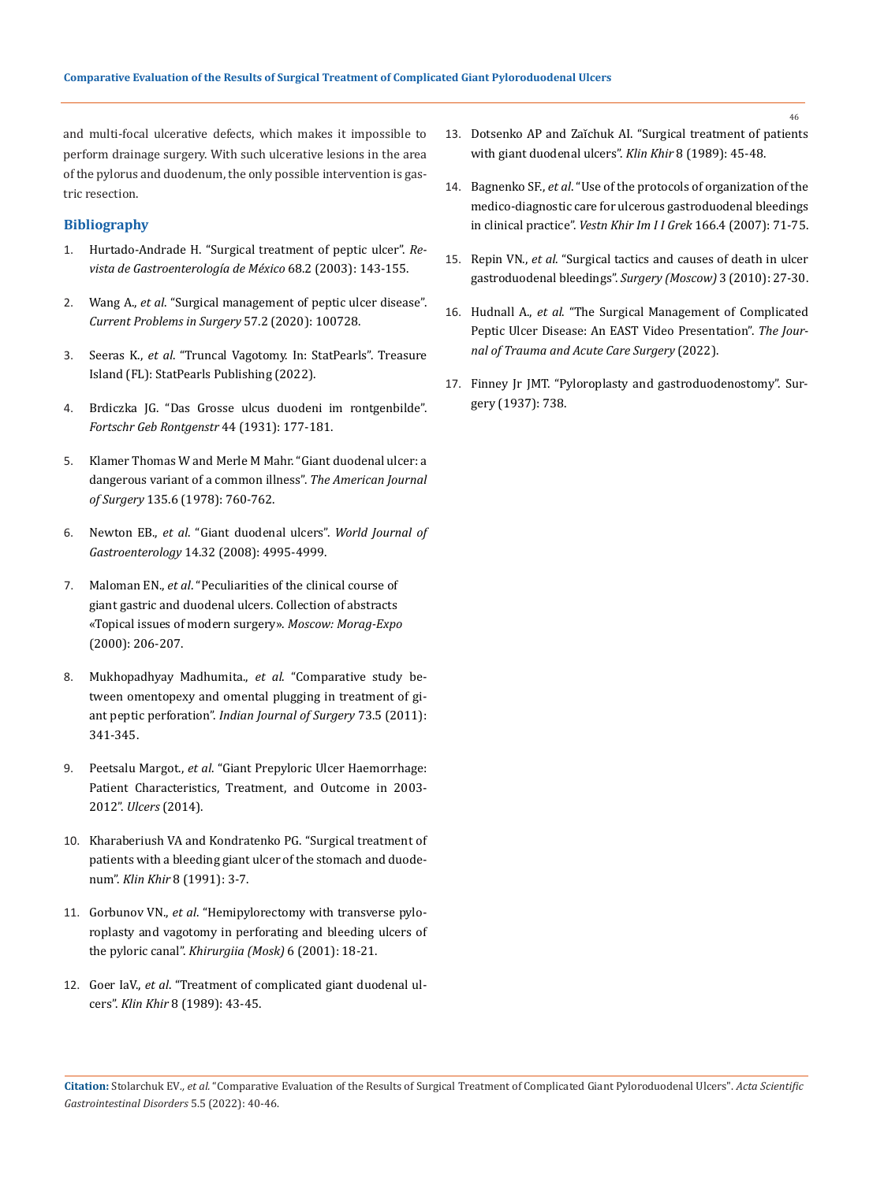and multi-focal ulcerative defects, which makes it impossible to perform drainage surgery. With such ulcerative lesions in the area of the pylorus and duodenum, the only possible intervention is gastric resection.

## Bibliography

1. Hurtado-Andrade H. "Surgical treatment of peptic ulcer". *Revista de Gastroenterología de México* 68.2 (2003): 143-155.
2. Wang A., *et al*. "Surgical management of peptic ulcer disease". *Current Problems in Surgery* 57.2 (2020): 100728.
3. Seeras K., *et al*. "Truncal Vagotomy. In: StatPearls". Treasure Island (FL): StatPearls Publishing (2022).
4. Brdiczka JG. "Das Grosse ulcus duodeni im rontgenbilde". *Fortschr Geb Rontgenstr* 44 (1931): 177-181.
5. Klamer Thomas W and Merle M Mahr. "Giant duodenal ulcer: a dangerous variant of a common illness". *The American Journal of Surgery* 135.6 (1978): 760-762.
6. Newton EB., *et al*. "Giant duodenal ulcers". *World Journal of Gastroenterology* 14.32 (2008): 4995-4999.
7. Maloman EN., *et al*. "Peculiarities of the clinical course of giant gastric and duodenal ulcers. Collection of abstracts «Topical issues of modern surgery». *Moscow: Morag-Expo* (2000): 206-207.
8. Mukhopadhyay Madhumita., *et al*. "Comparative study between omentopexy and omental plugging in treatment of giant peptic perforation". *Indian Journal of Surgery* 73.5 (2011): 341-345.
9. Peetsalu Margot., *et al*. "Giant Prepyloric Ulcer Haemorrhage: Patient Characteristics, Treatment, and Outcome in 2003-2012". *Ulcers* (2014).
10. Kharaberiush VA and Kondratenko PG. "Surgical treatment of patients with a bleeding giant ulcer of the stomach and duodenum". *Klin Khir* 8 (1991): 3-7.
11. Gorbunov VN., *et al*. "Hemipylorectomy with transverse pyloroplasty and vagotomy in perforating and bleeding ulcers of the pyloric canal". *Khirurgiia (Mosk)* 6 (2001): 18-21.
12. Goer IaV., *et al*. "Treatment of complicated giant duodenal ulcers". *Klin Khir* 8 (1989): 43-45.
13. Dotsenko AP and Zaĭchuk AI. "Surgical treatment of patients with giant duodenal ulcers". *Klin Khir* 8 (1989): 45-48.
14. Bagnenko SF., *et al*. "Use of the protocols of organization of the medico-diagnostic care for ulcerous gastroduodenal bleedings in clinical practice". *Vestn Khir Im I I Grek* 166.4 (2007): 71-75.
15. Repin VN., *et al*. "Surgical tactics and causes of death in ulcer gastroduodenal bleedings". *Surgery (Moscow)* 3 (2010): 27-30.
16. Hudnall A., *et al*. "The Surgical Management of Complicated Peptic Ulcer Disease: An EAST Video Presentation". *The Journal of Trauma and Acute Care Surgery* (2022).
17. Finney Jr JMT. "Pyloroplasty and gastroduodenostomy". Surgery (1937): 738.